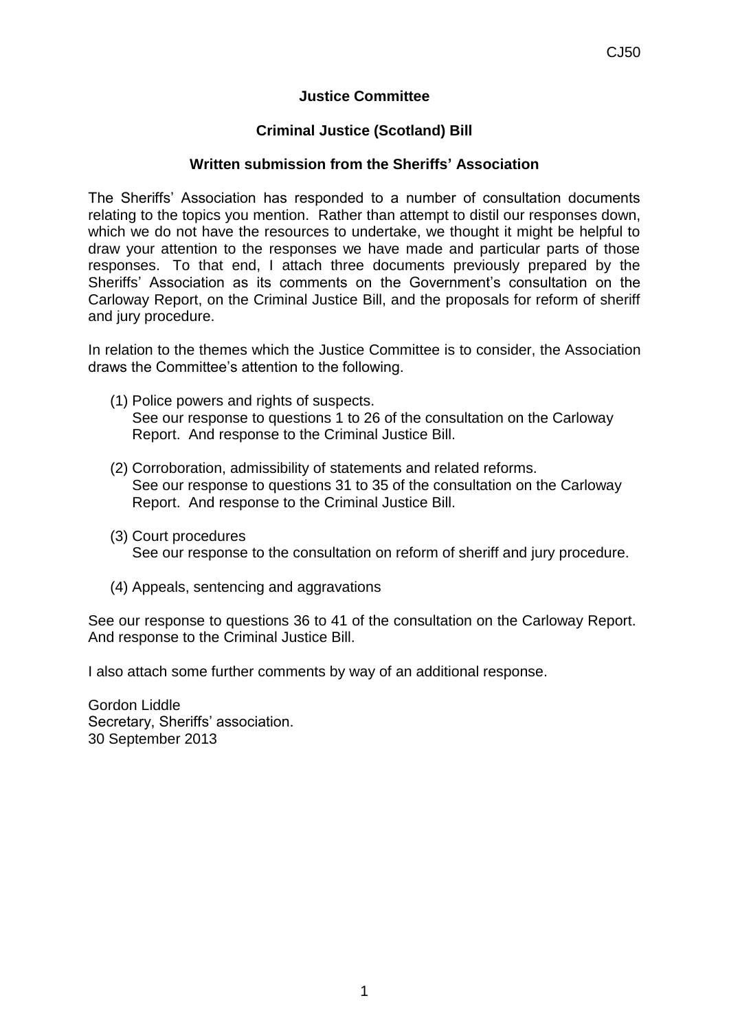CJ50

**Justice Committee**

**Criminal Justice (Scotland) Bill**

**Written submission from the Sheriffs' Association**

The Sheriffs' Association has responded to a number of consultation documents relating to the topics you mention. Rather than attempt to distil our responses down, which we do not have the resources to undertake, we thought it might be helpful to draw your attention to the responses we have made and particular parts of those responses. To that end, I attach three documents previously prepared by the Sheriffs' Association as its comments on the Government's consultation on the Carloway Report, on the Criminal Justice Bill, and the proposals for reform of sheriff and jury procedure.

In relation to the themes which the Justice Committee is to consider, the Association draws the Committee's attention to the following.

(1) Police powers and rights of suspects.
See our response to questions 1 to 26 of the consultation on the Carloway Report. And response to the Criminal Justice Bill.

(2) Corroboration, admissibility of statements and related reforms.
See our response to questions 31 to 35 of the consultation on the Carloway Report. And response to the Criminal Justice Bill.

(3) Court procedures
See our response to the consultation on reform of sheriff and jury procedure.

(4) Appeals, sentencing and aggravations

See our response to questions 36 to 41 of the consultation on the Carloway Report. And response to the Criminal Justice Bill.

I also attach some further comments by way of an additional response.

Gordon Liddle
Secretary, Sheriffs' association.
30 September 2013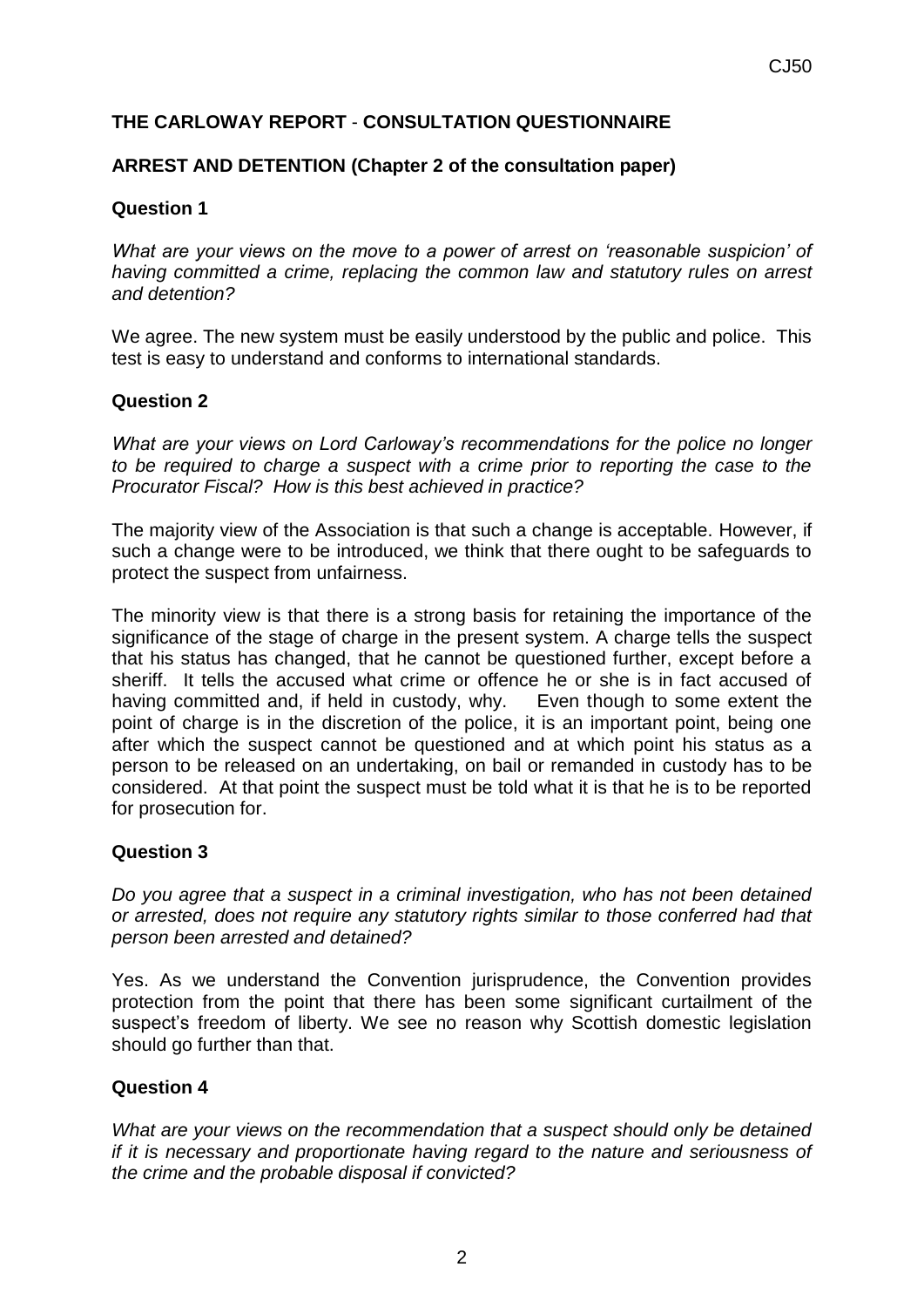## THE CARLOWAY REPORT - CONSULTATION QUESTIONNAIRE

### ARREST AND DETENTION (Chapter 2 of the consultation paper)

**Question 1**

*What are your views on the move to a power of arrest on 'reasonable suspicion' of having committed a crime, replacing the common law and statutory rules on arrest and detention?*

We agree. The new system must be easily understood by the public and police. This test is easy to understand and conforms to international standards.

**Question 2**

*What are your views on Lord Carloway's recommendations for the police no longer to be required to charge a suspect with a crime prior to reporting the case to the Procurator Fiscal? How is this best achieved in practice?*

The majority view of the Association is that such a change is acceptable. However, if such a change were to be introduced, we think that there ought to be safeguards to protect the suspect from unfairness.

The minority view is that there is a strong basis for retaining the importance of the significance of the stage of charge in the present system. A charge tells the suspect that his status has changed, that he cannot be questioned further, except before a sheriff. It tells the accused what crime or offence he or she is in fact accused of having committed and, if held in custody, why. Even though to some extent the point of charge is in the discretion of the police, it is an important point, being one after which the suspect cannot be questioned and at which point his status as a person to be released on an undertaking, on bail or remanded in custody has to be considered. At that point the suspect must be told what it is that he is to be reported for prosecution for.

**Question 3**

*Do you agree that a suspect in a criminal investigation, who has not been detained or arrested, does not require any statutory rights similar to those conferred had that person been arrested and detained?*

Yes. As we understand the Convention jurisprudence, the Convention provides protection from the point that there has been some significant curtailment of the suspect's freedom of liberty. We see no reason why Scottish domestic legislation should go further than that.

**Question 4**

*What are your views on the recommendation that a suspect should only be detained if it is necessary and proportionate having regard to the nature and seriousness of the crime and the probable disposal if convicted?*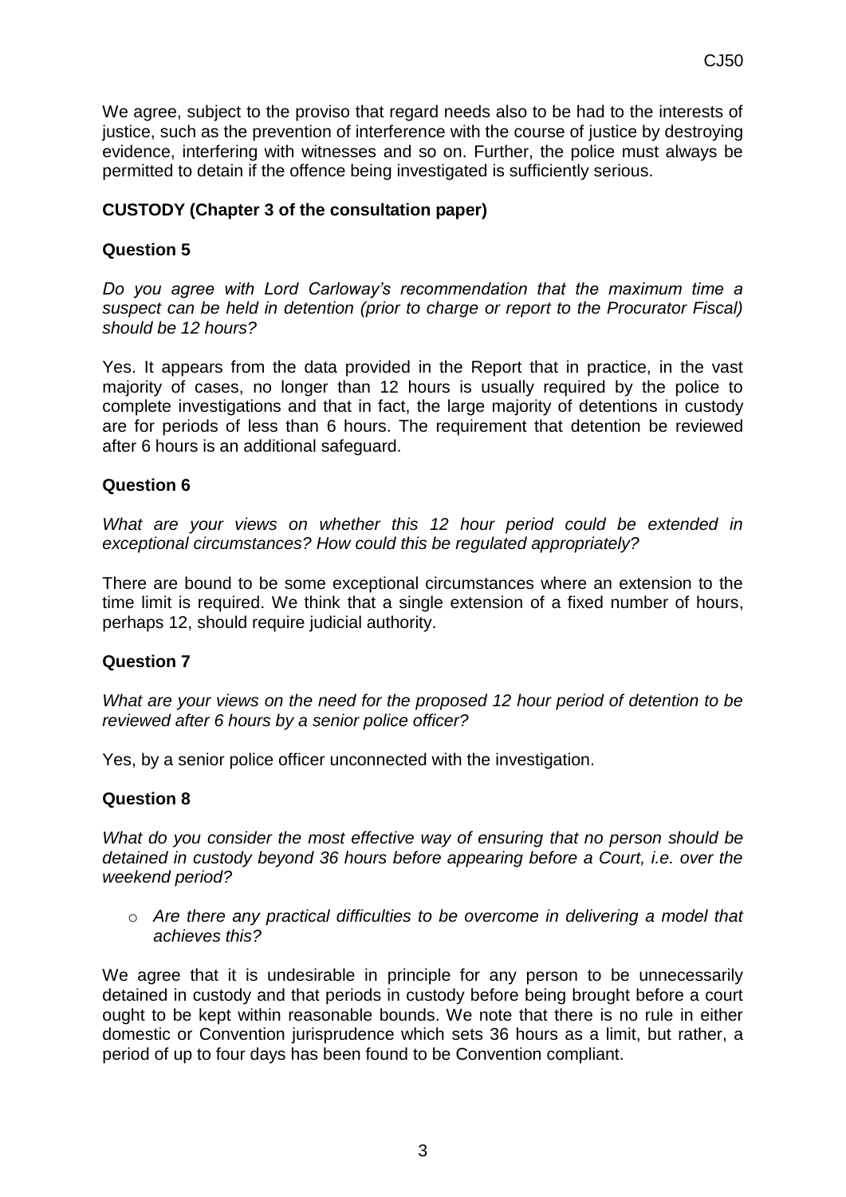We agree, subject to the proviso that regard needs also to be had to the interests of justice, such as the prevention of interference with the course of justice by destroying evidence, interfering with witnesses and so on. Further, the police must always be permitted to detain if the offence being investigated is sufficiently serious.

**CUSTODY (Chapter 3 of the consultation paper)**

**Question 5**

*Do you agree with Lord Carloway's recommendation that the maximum time a suspect can be held in detention (prior to charge or report to the Procurator Fiscal) should be 12 hours?*

Yes. It appears from the data provided in the Report that in practice, in the vast majority of cases, no longer than 12 hours is usually required by the police to complete investigations and that in fact, the large majority of detentions in custody are for periods of less than 6 hours. The requirement that detention be reviewed after 6 hours is an additional safeguard.

**Question 6**

*What are your views on whether this 12 hour period could be extended in exceptional circumstances? How could this be regulated appropriately?*

There are bound to be some exceptional circumstances where an extension to the time limit is required. We think that a single extension of a fixed number of hours, perhaps 12, should require judicial authority.

**Question 7**

*What are your views on the need for the proposed 12 hour period of detention to be reviewed after 6 hours by a senior police officer?*

Yes, by a senior police officer unconnected with the investigation.

**Question 8**

*What do you consider the most effective way of ensuring that no person should be detained in custody beyond 36 hours before appearing before a Court, i.e. over the weekend period?*

- *Are there any practical difficulties to be overcome in delivering a model that achieves this?*

We agree that it is undesirable in principle for any person to be unnecessarily detained in custody and that periods in custody before being brought before a court ought to be kept within reasonable bounds. We note that there is no rule in either domestic or Convention jurisprudence which sets 36 hours as a limit, but rather, a period of up to four days has been found to be Convention compliant.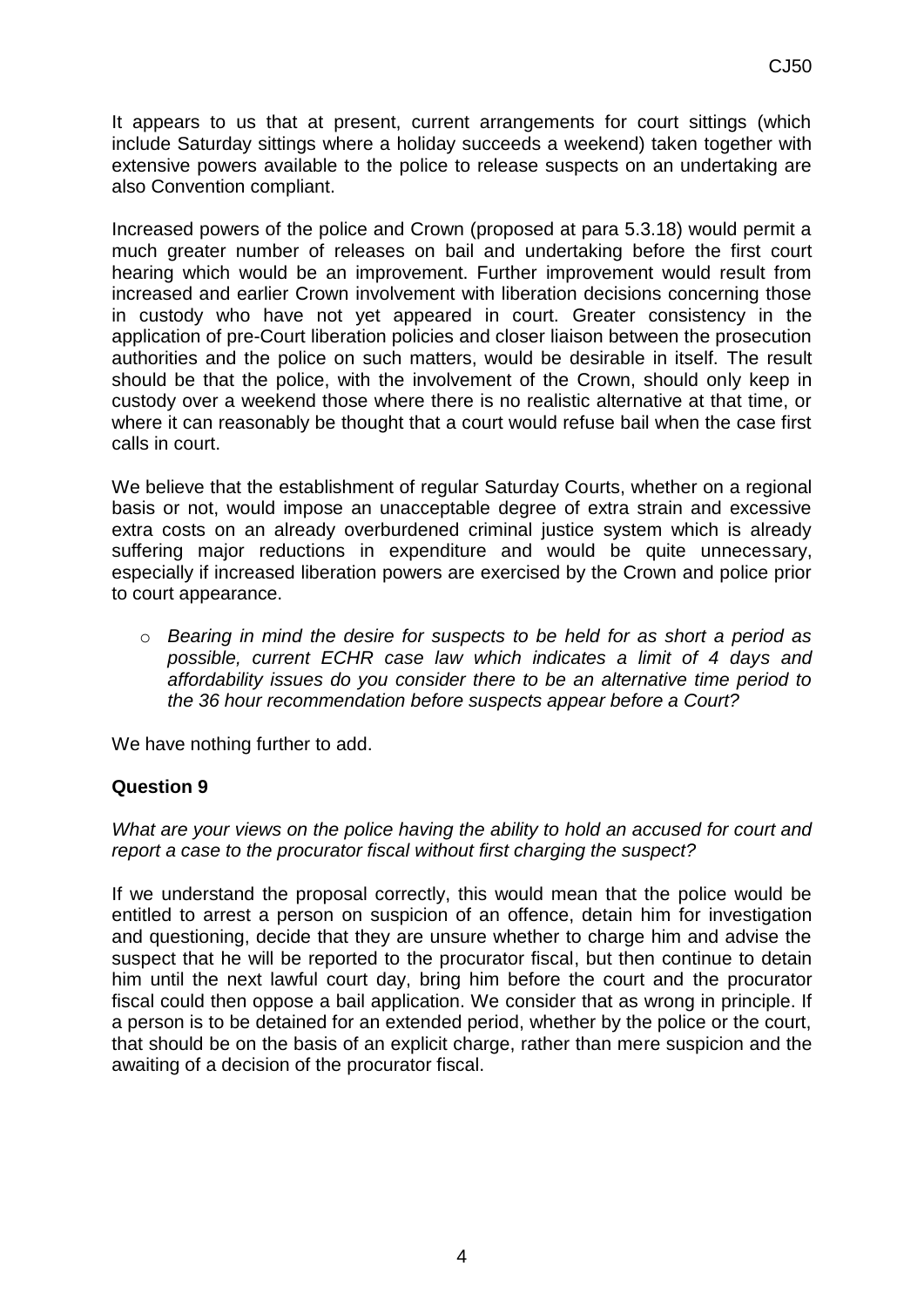It appears to us that at present, current arrangements for court sittings (which include Saturday sittings where a holiday succeeds a weekend) taken together with extensive powers available to the police to release suspects on an undertaking are also Convention compliant.

Increased powers of the police and Crown (proposed at para 5.3.18) would permit a much greater number of releases on bail and undertaking before the first court hearing which would be an improvement. Further improvement would result from increased and earlier Crown involvement with liberation decisions concerning those in custody who have not yet appeared in court. Greater consistency in the application of pre-Court liberation policies and closer liaison between the prosecution authorities and the police on such matters, would be desirable in itself. The result should be that the police, with the involvement of the Crown, should only keep in custody over a weekend those where there is no realistic alternative at that time, or where it can reasonably be thought that a court would refuse bail when the case first calls in court.

We believe that the establishment of regular Saturday Courts, whether on a regional basis or not, would impose an unacceptable degree of extra strain and excessive extra costs on an already overburdened criminal justice system which is already suffering major reductions in expenditure and would be quite unnecessary, especially if increased liberation powers are exercised by the Crown and police prior to court appearance.

- *Bearing in mind the desire for suspects to be held for as short a period as possible, current ECHR case law which indicates a limit of 4 days and affordability issues do you consider there to be an alternative time period to the 36 hour recommendation before suspects appear before a Court?*

We have nothing further to add.

### Question 9

*What are your views on the police having the ability to hold an accused for court and report a case to the procurator fiscal without first charging the suspect?*

If we understand the proposal correctly, this would mean that the police would be entitled to arrest a person on suspicion of an offence, detain him for investigation and questioning, decide that they are unsure whether to charge him and advise the suspect that he will be reported to the procurator fiscal, but then continue to detain him until the next lawful court day, bring him before the court and the procurator fiscal could then oppose a bail application. We consider that as wrong in principle. If a person is to be detained for an extended period, whether by the police or the court, that should be on the basis of an explicit charge, rather than mere suspicion and the awaiting of a decision of the procurator fiscal.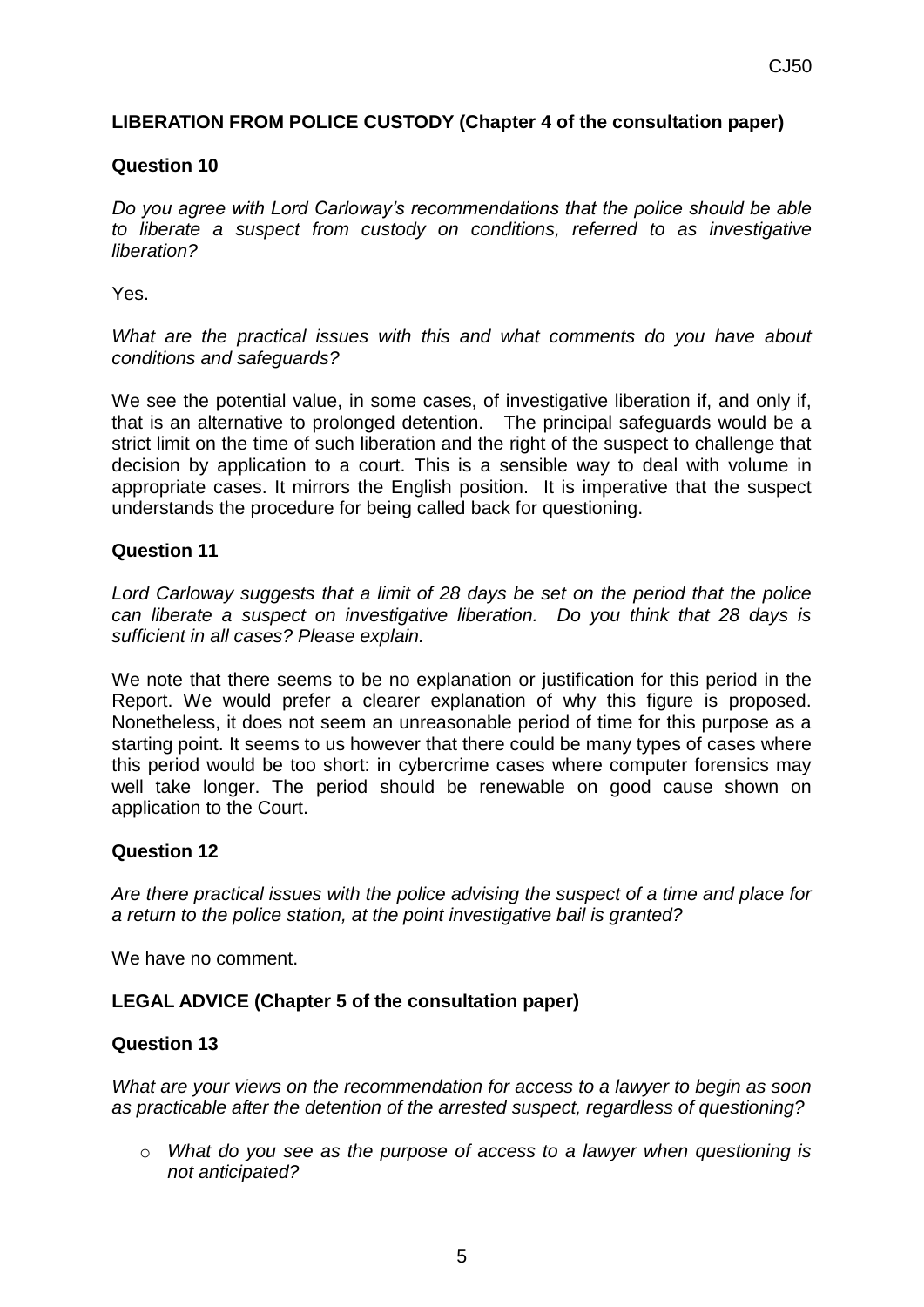**LIBERATION FROM POLICE CUSTODY (Chapter 4 of the consultation paper)**

**Question 10**

*Do you agree with Lord Carloway's recommendations that the police should be able to liberate a suspect from custody on conditions, referred to as investigative liberation?*

Yes.

*What are the practical issues with this and what comments do you have about conditions and safeguards?*

We see the potential value, in some cases, of investigative liberation if, and only if, that is an alternative to prolonged detention. The principal safeguards would be a strict limit on the time of such liberation and the right of the suspect to challenge that decision by application to a court. This is a sensible way to deal with volume in appropriate cases. It mirrors the English position. It is imperative that the suspect understands the procedure for being called back for questioning.

**Question 11**

*Lord Carloway suggests that a limit of 28 days be set on the period that the police can liberate a suspect on investigative liberation. Do you think that 28 days is sufficient in all cases? Please explain.*

We note that there seems to be no explanation or justification for this period in the Report. We would prefer a clearer explanation of why this figure is proposed. Nonetheless, it does not seem an unreasonable period of time for this purpose as a starting point. It seems to us however that there could be many types of cases where this period would be too short: in cybercrime cases where computer forensics may well take longer. The period should be renewable on good cause shown on application to the Court.

**Question 12**

*Are there practical issues with the police advising the suspect of a time and place for a return to the police station, at the point investigative bail is granted?*

We have no comment.

**LEGAL ADVICE (Chapter 5 of the consultation paper)**

**Question 13**

*What are your views on the recommendation for access to a lawyer to begin as soon as practicable after the detention of the arrested suspect, regardless of questioning?*

- *What do you see as the purpose of access to a lawyer when questioning is not anticipated?*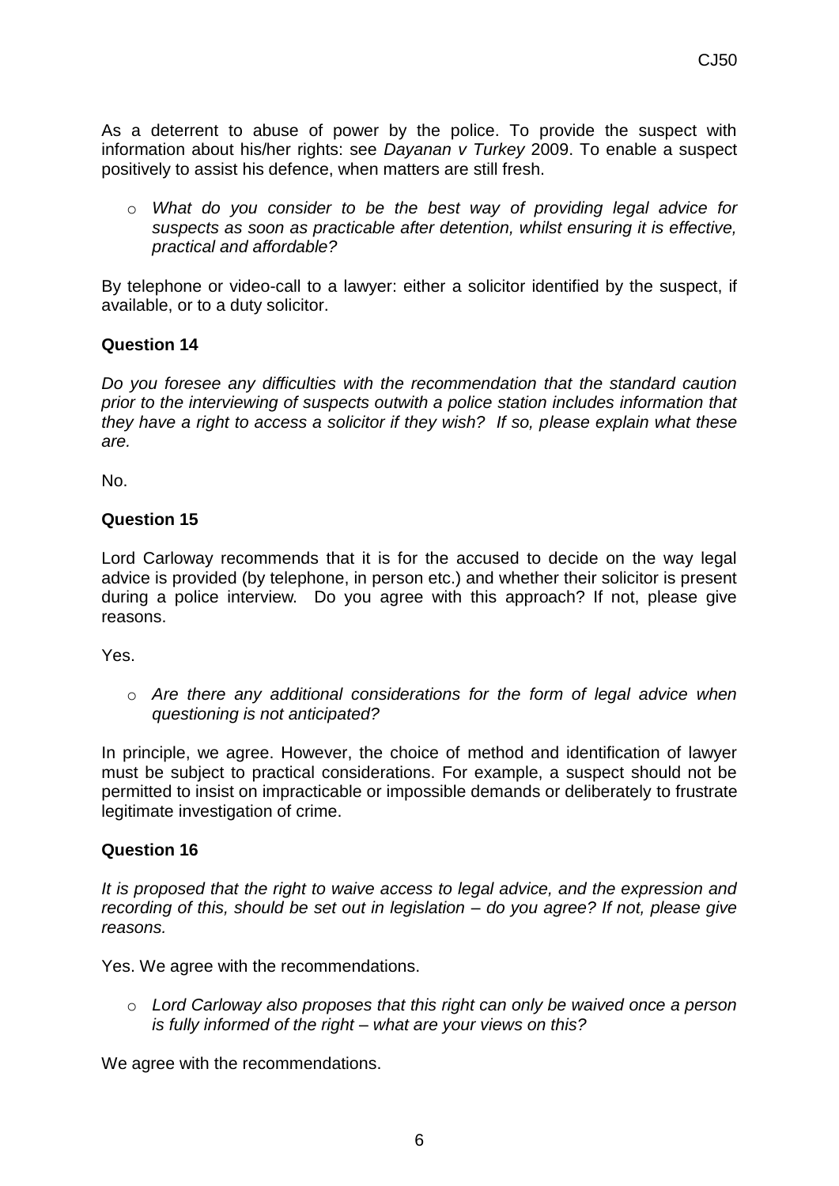As a deterrent to abuse of power by the police. To provide the suspect with information about his/her rights: see *Dayanan v Turkey* 2009. To enable a suspect positively to assist his defence, when matters are still fresh.

- *What do you consider to be the best way of providing legal advice for suspects as soon as practicable after detention, whilst ensuring it is effective, practical and affordable?*

By telephone or video-call to a lawyer: either a solicitor identified by the suspect, if available, or to a duty solicitor.

**Question 14**

*Do you foresee any difficulties with the recommendation that the standard caution prior to the interviewing of suspects outwith a police station includes information that they have a right to access a solicitor if they wish? If so, please explain what these are.*

No.

**Question 15**

Lord Carloway recommends that it is for the accused to decide on the way legal advice is provided (by telephone, in person etc.) and whether their solicitor is present during a police interview. Do you agree with this approach? If not, please give reasons.

Yes.

- *Are there any additional considerations for the form of legal advice when questioning is not anticipated?*

In principle, we agree. However, the choice of method and identification of lawyer must be subject to practical considerations. For example, a suspect should not be permitted to insist on impracticable or impossible demands or deliberately to frustrate legitimate investigation of crime.

**Question 16**

*It is proposed that the right to waive access to legal advice, and the expression and recording of this, should be set out in legislation – do you agree? If not, please give reasons.*

Yes. We agree with the recommendations.

- *Lord Carloway also proposes that this right can only be waived once a person is fully informed of the right – what are your views on this?*

We agree with the recommendations.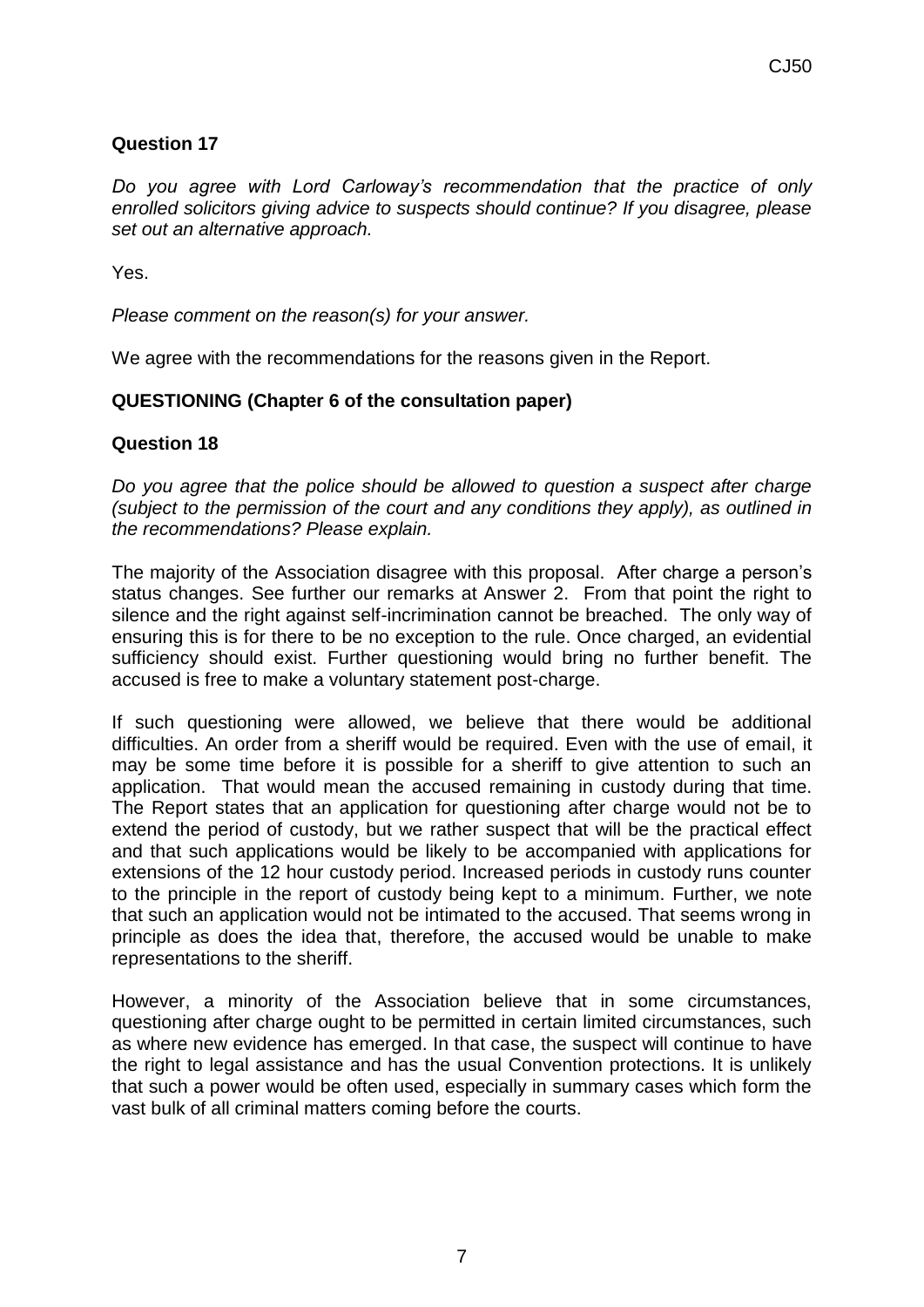**Question 17**

*Do you agree with Lord Carloway's recommendation that the practice of only enrolled solicitors giving advice to suspects should continue? If you disagree, please set out an alternative approach.*

Yes.

*Please comment on the reason(s) for your answer.*

We agree with the recommendations for the reasons given in the Report.

**QUESTIONING (Chapter 6 of the consultation paper)**

**Question 18**

*Do you agree that the police should be allowed to question a suspect after charge (subject to the permission of the court and any conditions they apply), as outlined in the recommendations? Please explain.*

The majority of the Association disagree with this proposal. After charge a person's status changes. See further our remarks at Answer 2. From that point the right to silence and the right against self-incrimination cannot be breached. The only way of ensuring this is for there to be no exception to the rule. Once charged, an evidential sufficiency should exist. Further questioning would bring no further benefit. The accused is free to make a voluntary statement post-charge.

If such questioning were allowed, we believe that there would be additional difficulties. An order from a sheriff would be required. Even with the use of email, it may be some time before it is possible for a sheriff to give attention to such an application. That would mean the accused remaining in custody during that time. The Report states that an application for questioning after charge would not be to extend the period of custody, but we rather suspect that will be the practical effect and that such applications would be likely to be accompanied with applications for extensions of the 12 hour custody period. Increased periods in custody runs counter to the principle in the report of custody being kept to a minimum. Further, we note that such an application would not be intimated to the accused. That seems wrong in principle as does the idea that, therefore, the accused would be unable to make representations to the sheriff.

However, a minority of the Association believe that in some circumstances, questioning after charge ought to be permitted in certain limited circumstances, such as where new evidence has emerged. In that case, the suspect will continue to have the right to legal assistance and has the usual Convention protections. It is unlikely that such a power would be often used, especially in summary cases which form the vast bulk of all criminal matters coming before the courts.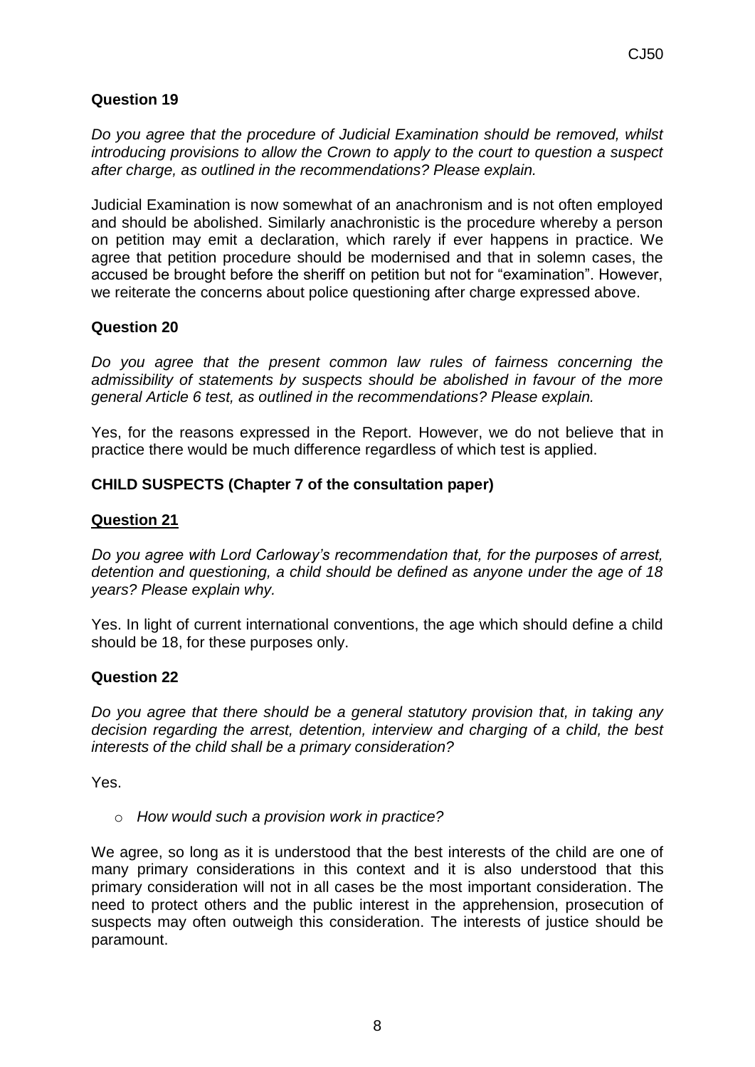**Question 19**

*Do you agree that the procedure of Judicial Examination should be removed, whilst introducing provisions to allow the Crown to apply to the court to question a suspect after charge, as outlined in the recommendations? Please explain.*

Judicial Examination is now somewhat of an anachronism and is not often employed and should be abolished. Similarly anachronistic is the procedure whereby a person on petition may emit a declaration, which rarely if ever happens in practice. We agree that petition procedure should be modernised and that in solemn cases, the accused be brought before the sheriff on petition but not for "examination". However, we reiterate the concerns about police questioning after charge expressed above.

**Question 20**

*Do you agree that the present common law rules of fairness concerning the admissibility of statements by suspects should be abolished in favour of the more general Article 6 test, as outlined in the recommendations? Please explain.*

Yes, for the reasons expressed in the Report. However, we do not believe that in practice there would be much difference regardless of which test is applied.

**CHILD SUSPECTS (Chapter 7 of the consultation paper)**

**Question 21**

*Do you agree with Lord Carloway's recommendation that, for the purposes of arrest, detention and questioning, a child should be defined as anyone under the age of 18 years? Please explain why.*

Yes. In light of current international conventions, the age which should define a child should be 18, for these purposes only.

**Question 22**

*Do you agree that there should be a general statutory provision that, in taking any decision regarding the arrest, detention, interview and charging of a child, the best interests of the child shall be a primary consideration?*

Yes.

- *How would such a provision work in practice?*

We agree, so long as it is understood that the best interests of the child are one of many primary considerations in this context and it is also understood that this primary consideration will not in all cases be the most important consideration. The need to protect others and the public interest in the apprehension, prosecution of suspects may often outweigh this consideration. The interests of justice should be paramount.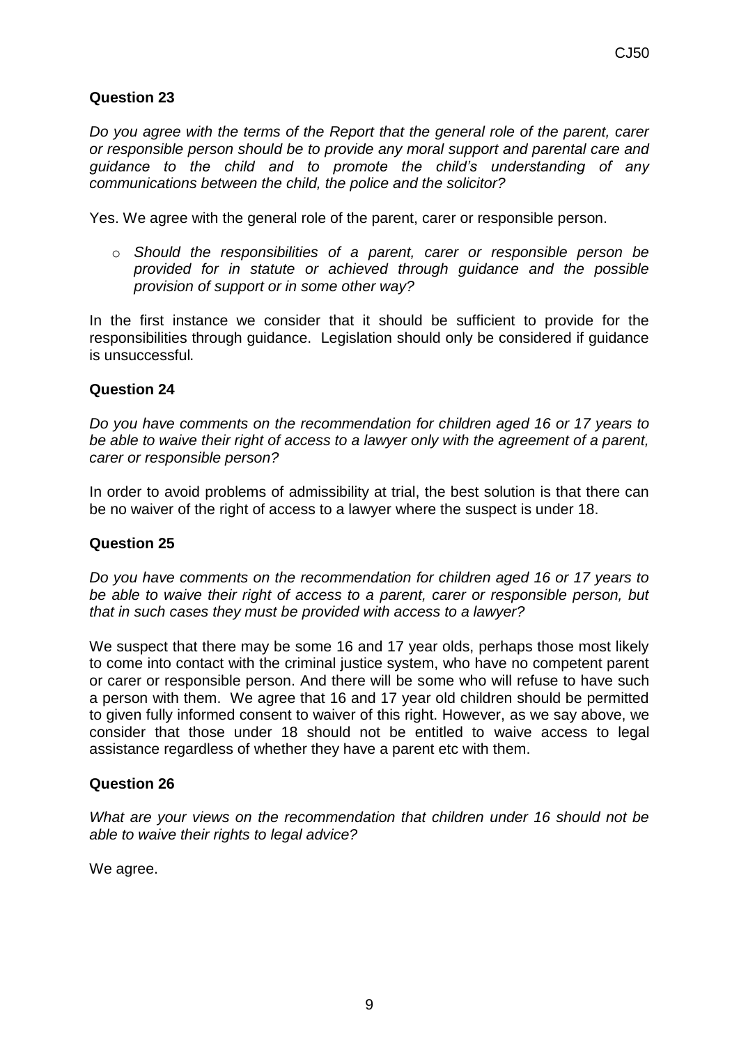**Question 23**

*Do you agree with the terms of the Report that the general role of the parent, carer or responsible person should be to provide any moral support and parental care and guidance to the child and to promote the child's understanding of any communications between the child, the police and the solicitor?*

Yes. We agree with the general role of the parent, carer or responsible person.

- *Should the responsibilities of a parent, carer or responsible person be provided for in statute or achieved through guidance and the possible provision of support or in some other way?*

In the first instance we consider that it should be sufficient to provide for the responsibilities through guidance. Legislation should only be considered if guidance is unsuccessful.

**Question 24**

*Do you have comments on the recommendation for children aged 16 or 17 years to be able to waive their right of access to a lawyer only with the agreement of a parent, carer or responsible person?*

In order to avoid problems of admissibility at trial, the best solution is that there can be no waiver of the right of access to a lawyer where the suspect is under 18.

**Question 25**

*Do you have comments on the recommendation for children aged 16 or 17 years to be able to waive their right of access to a parent, carer or responsible person, but that in such cases they must be provided with access to a lawyer?*

We suspect that there may be some 16 and 17 year olds, perhaps those most likely to come into contact with the criminal justice system, who have no competent parent or carer or responsible person. And there will be some who will refuse to have such a person with them. We agree that 16 and 17 year old children should be permitted to given fully informed consent to waiver of this right. However, as we say above, we consider that those under 18 should not be entitled to waive access to legal assistance regardless of whether they have a parent etc with them.

**Question 26**

*What are your views on the recommendation that children under 16 should not be able to waive their rights to legal advice?*

We agree.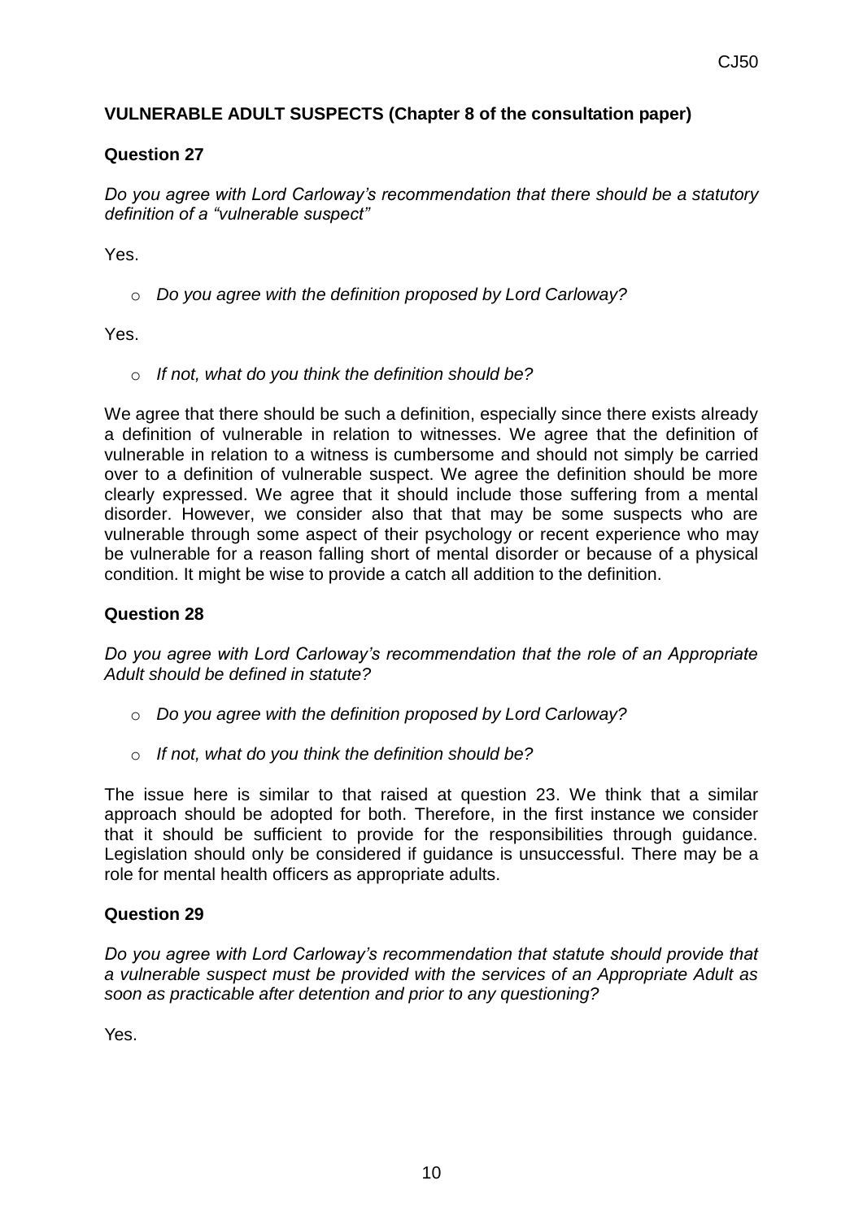**VULNERABLE ADULT SUSPECTS (Chapter 8 of the consultation paper)**

**Question 27**

*Do you agree with Lord Carloway's recommendation that there should be a statutory definition of a "vulnerable suspect"*

Yes.

- *Do you agree with the definition proposed by Lord Carloway?*

Yes.

- *If not, what do you think the definition should be?*

We agree that there should be such a definition, especially since there exists already a definition of vulnerable in relation to witnesses. We agree that the definition of vulnerable in relation to a witness is cumbersome and should not simply be carried over to a definition of vulnerable suspect. We agree the definition should be more clearly expressed. We agree that it should include those suffering from a mental disorder. However, we consider also that that may be some suspects who are vulnerable through some aspect of their psychology or recent experience who may be vulnerable for a reason falling short of mental disorder or because of a physical condition. It might be wise to provide a catch all addition to the definition.

**Question 28**

*Do you agree with Lord Carloway's recommendation that the role of an Appropriate Adult should be defined in statute?*

- *Do you agree with the definition proposed by Lord Carloway?*
- *If not, what do you think the definition should be?*

The issue here is similar to that raised at question 23. We think that a similar approach should be adopted for both. Therefore, in the first instance we consider that it should be sufficient to provide for the responsibilities through guidance. Legislation should only be considered if guidance is unsuccessful. There may be a role for mental health officers as appropriate adults.

**Question 29**

*Do you agree with Lord Carloway's recommendation that statute should provide that a vulnerable suspect must be provided with the services of an Appropriate Adult as soon as practicable after detention and prior to any questioning?*

Yes.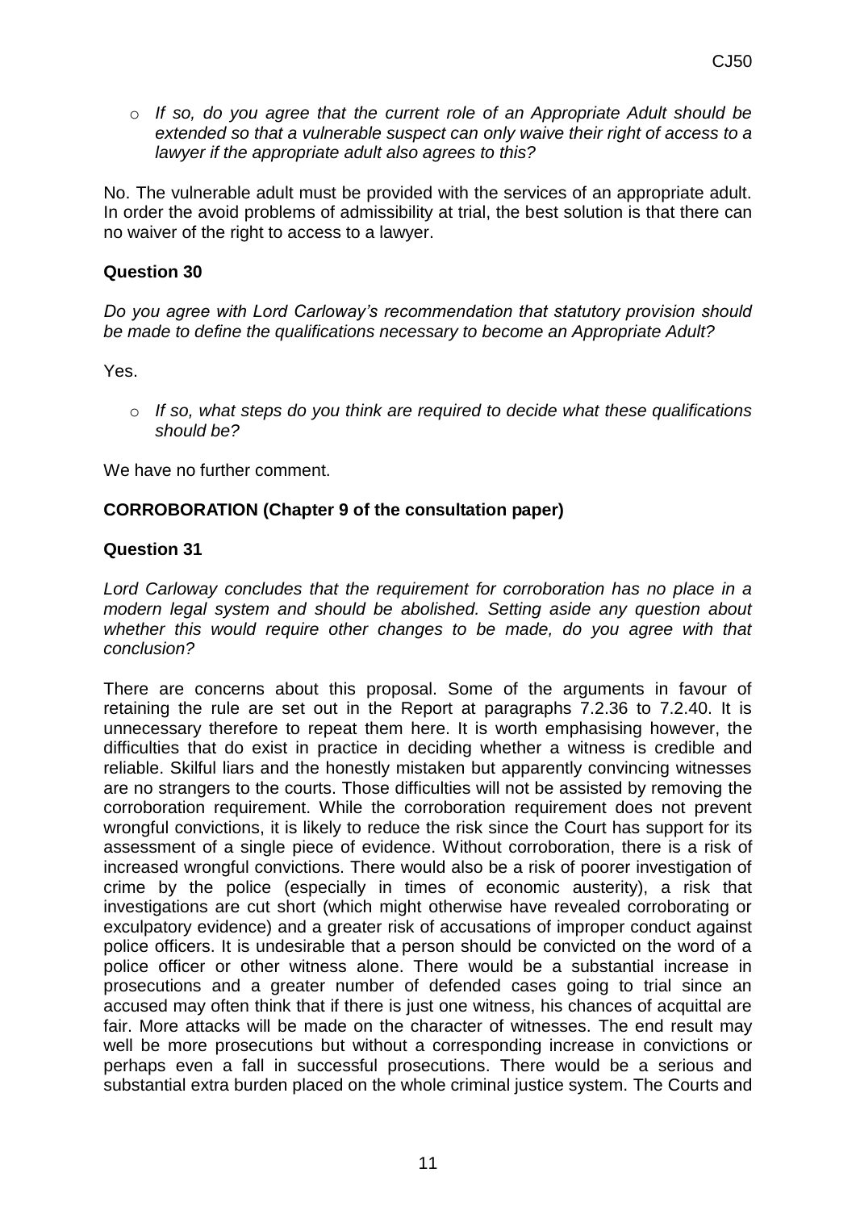- *If so, do you agree that the current role of an Appropriate Adult should be extended so that a vulnerable suspect can only waive their right of access to a lawyer if the appropriate adult also agrees to this?*

No. The vulnerable adult must be provided with the services of an appropriate adult. In order the avoid problems of admissibility at trial, the best solution is that there can no waiver of the right to access to a lawyer.

### Question 30

*Do you agree with Lord Carloway's recommendation that statutory provision should be made to define the qualifications necessary to become an Appropriate Adult?*

Yes.

- *If so, what steps do you think are required to decide what these qualifications should be?*

We have no further comment.

## CORROBORATION (Chapter 9 of the consultation paper)

### Question 31

*Lord Carloway concludes that the requirement for corroboration has no place in a modern legal system and should be abolished. Setting aside any question about whether this would require other changes to be made, do you agree with that conclusion?*

There are concerns about this proposal. Some of the arguments in favour of retaining the rule are set out in the Report at paragraphs 7.2.36 to 7.2.40. It is unnecessary therefore to repeat them here. It is worth emphasising however, the difficulties that do exist in practice in deciding whether a witness is credible and reliable. Skilful liars and the honestly mistaken but apparently convincing witnesses are no strangers to the courts. Those difficulties will not be assisted by removing the corroboration requirement. While the corroboration requirement does not prevent wrongful convictions, it is likely to reduce the risk since the Court has support for its assessment of a single piece of evidence. Without corroboration, there is a risk of increased wrongful convictions. There would also be a risk of poorer investigation of crime by the police (especially in times of economic austerity), a risk that investigations are cut short (which might otherwise have revealed corroborating or exculpatory evidence) and a greater risk of accusations of improper conduct against police officers. It is undesirable that a person should be convicted on the word of a police officer or other witness alone. There would be a substantial increase in prosecutions and a greater number of defended cases going to trial since an accused may often think that if there is just one witness, his chances of acquittal are fair. More attacks will be made on the character of witnesses. The end result may well be more prosecutions but without a corresponding increase in convictions or perhaps even a fall in successful prosecutions. There would be a serious and substantial extra burden placed on the whole criminal justice system. The Courts and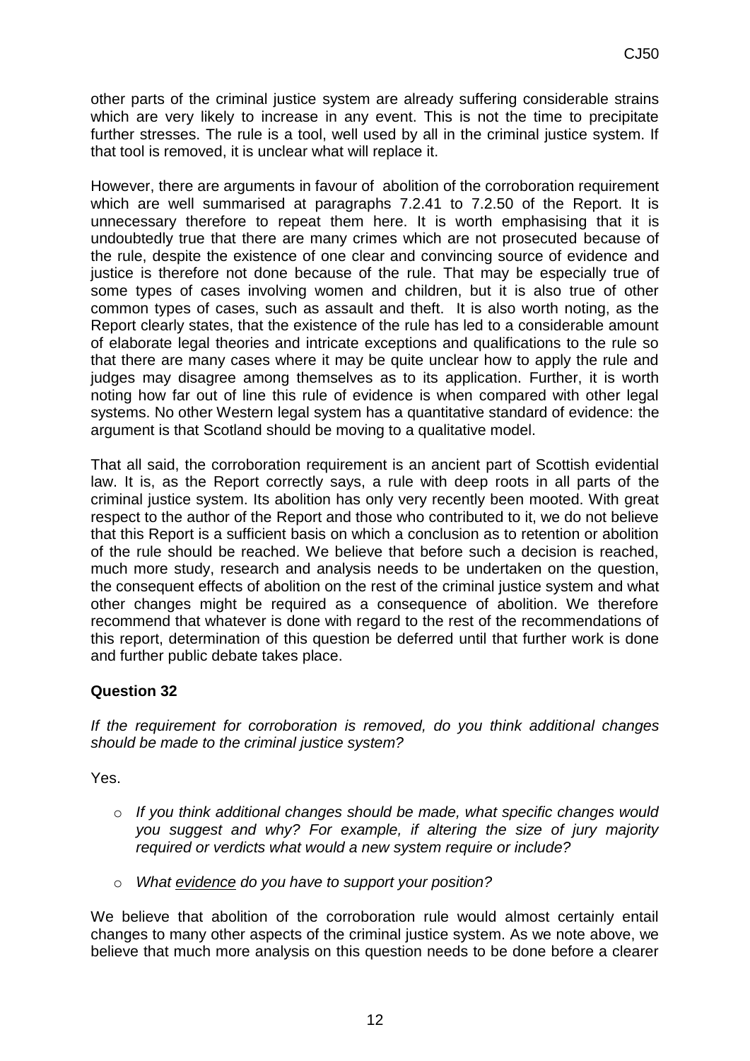other parts of the criminal justice system are already suffering considerable strains which are very likely to increase in any event. This is not the time to precipitate further stresses. The rule is a tool, well used by all in the criminal justice system. If that tool is removed, it is unclear what will replace it.

However, there are arguments in favour of abolition of the corroboration requirement which are well summarised at paragraphs 7.2.41 to 7.2.50 of the Report. It is unnecessary therefore to repeat them here. It is worth emphasising that it is undoubtedly true that there are many crimes which are not prosecuted because of the rule, despite the existence of one clear and convincing source of evidence and justice is therefore not done because of the rule. That may be especially true of some types of cases involving women and children, but it is also true of other common types of cases, such as assault and theft. It is also worth noting, as the Report clearly states, that the existence of the rule has led to a considerable amount of elaborate legal theories and intricate exceptions and qualifications to the rule so that there are many cases where it may be quite unclear how to apply the rule and judges may disagree among themselves as to its application. Further, it is worth noting how far out of line this rule of evidence is when compared with other legal systems. No other Western legal system has a quantitative standard of evidence: the argument is that Scotland should be moving to a qualitative model.

That all said, the corroboration requirement is an ancient part of Scottish evidential law. It is, as the Report correctly says, a rule with deep roots in all parts of the criminal justice system. Its abolition has only very recently been mooted. With great respect to the author of the Report and those who contributed to it, we do not believe that this Report is a sufficient basis on which a conclusion as to retention or abolition of the rule should be reached. We believe that before such a decision is reached, much more study, research and analysis needs to be undertaken on the question, the consequent effects of abolition on the rest of the criminal justice system and what other changes might be required as a consequence of abolition. We therefore recommend that whatever is done with regard to the rest of the recommendations of this report, determination of this question be deferred until that further work is done and further public debate takes place.

**Question 32**

*If the requirement for corroboration is removed, do you think additional changes should be made to the criminal justice system?*

Yes.

- *If you think additional changes should be made, what specific changes would you suggest and why? For example, if altering the size of jury majority required or verdicts what would a new system require or include?*
- *What evidence do you have to support your position?*

We believe that abolition of the corroboration rule would almost certainly entail changes to many other aspects of the criminal justice system. As we note above, we believe that much more analysis on this question needs to be done before a clearer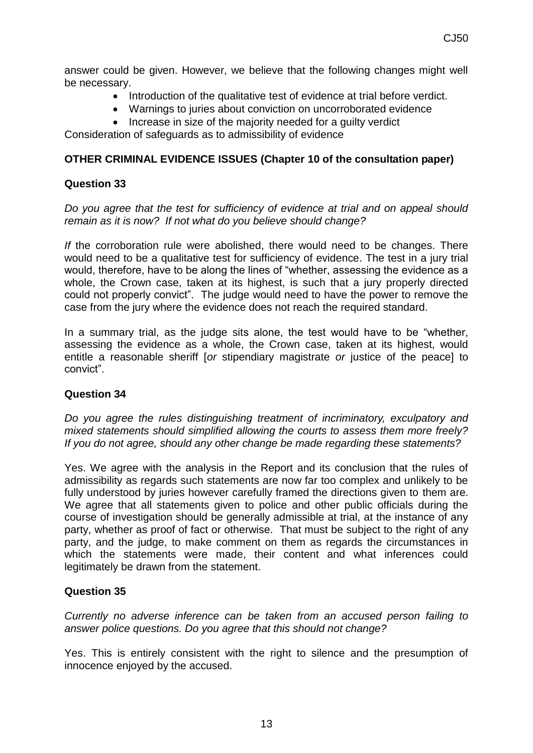answer could be given. However, we believe that the following changes might well be necessary.

- Introduction of the qualitative test of evidence at trial before verdict.
- Warnings to juries about conviction on uncorroborated evidence
- Increase in size of the majority needed for a guilty verdict

Consideration of safeguards as to admissibility of evidence

### OTHER CRIMINAL EVIDENCE ISSUES (Chapter 10 of the consultation paper)

### Question 33

*Do you agree that the test for sufficiency of evidence at trial and on appeal should remain as it is now? If not what do you believe should change?*

*If* the corroboration rule were abolished, there would need to be changes. There would need to be a qualitative test for sufficiency of evidence. The test in a jury trial would, therefore, have to be along the lines of "whether, assessing the evidence as a whole, the Crown case, taken at its highest, is such that a jury properly directed could not properly convict". The judge would need to have the power to remove the case from the jury where the evidence does not reach the required standard.

In a summary trial, as the judge sits alone, the test would have to be "whether, assessing the evidence as a whole, the Crown case, taken at its highest, would entitle a reasonable sheriff [*or* stipendiary magistrate *or* justice of the peace] to convict".

### Question 34

*Do you agree the rules distinguishing treatment of incriminatory, exculpatory and mixed statements should simplified allowing the courts to assess them more freely? If you do not agree, should any other change be made regarding these statements?*

Yes. We agree with the analysis in the Report and its conclusion that the rules of admissibility as regards such statements are now far too complex and unlikely to be fully understood by juries however carefully framed the directions given to them are. We agree that all statements given to police and other public officials during the course of investigation should be generally admissible at trial, at the instance of any party, whether as proof of fact or otherwise. That must be subject to the right of any party, and the judge, to make comment on them as regards the circumstances in which the statements were made, their content and what inferences could legitimately be drawn from the statement.

### Question 35

*Currently no adverse inference can be taken from an accused person failing to answer police questions. Do you agree that this should not change?*

Yes. This is entirely consistent with the right to silence and the presumption of innocence enjoyed by the accused.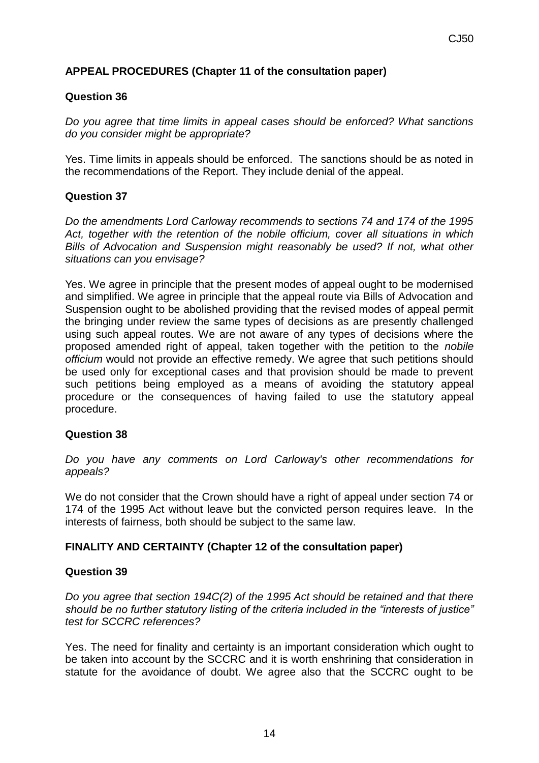## APPEAL PROCEDURES (Chapter 11 of the consultation paper)

### Question 36

*Do you agree that time limits in appeal cases should be enforced? What sanctions do you consider might be appropriate?*

Yes. Time limits in appeals should be enforced. The sanctions should be as noted in the recommendations of the Report. They include denial of the appeal.

### Question 37

*Do the amendments Lord Carloway recommends to sections 74 and 174 of the 1995 Act, together with the retention of the nobile officium, cover all situations in which Bills of Advocation and Suspension might reasonably be used? If not, what other situations can you envisage?*

Yes. We agree in principle that the present modes of appeal ought to be modernised and simplified. We agree in principle that the appeal route via Bills of Advocation and Suspension ought to be abolished providing that the revised modes of appeal permit the bringing under review the same types of decisions as are presently challenged using such appeal routes. We are not aware of any types of decisions where the proposed amended right of appeal, taken together with the petition to the *nobile officium* would not provide an effective remedy. We agree that such petitions should be used only for exceptional cases and that provision should be made to prevent such petitions being employed as a means of avoiding the statutory appeal procedure or the consequences of having failed to use the statutory appeal procedure.

### Question 38

*Do you have any comments on Lord Carloway's other recommendations for appeals?*

We do not consider that the Crown should have a right of appeal under section 74 or 174 of the 1995 Act without leave but the convicted person requires leave. In the interests of fairness, both should be subject to the same law.

## FINALITY AND CERTAINTY (Chapter 12 of the consultation paper)

### Question 39

*Do you agree that section 194C(2) of the 1995 Act should be retained and that there should be no further statutory listing of the criteria included in the "interests of justice" test for SCCRC references?*

Yes. The need for finality and certainty is an important consideration which ought to be taken into account by the SCCRC and it is worth enshrining that consideration in statute for the avoidance of doubt. We agree also that the SCCRC ought to be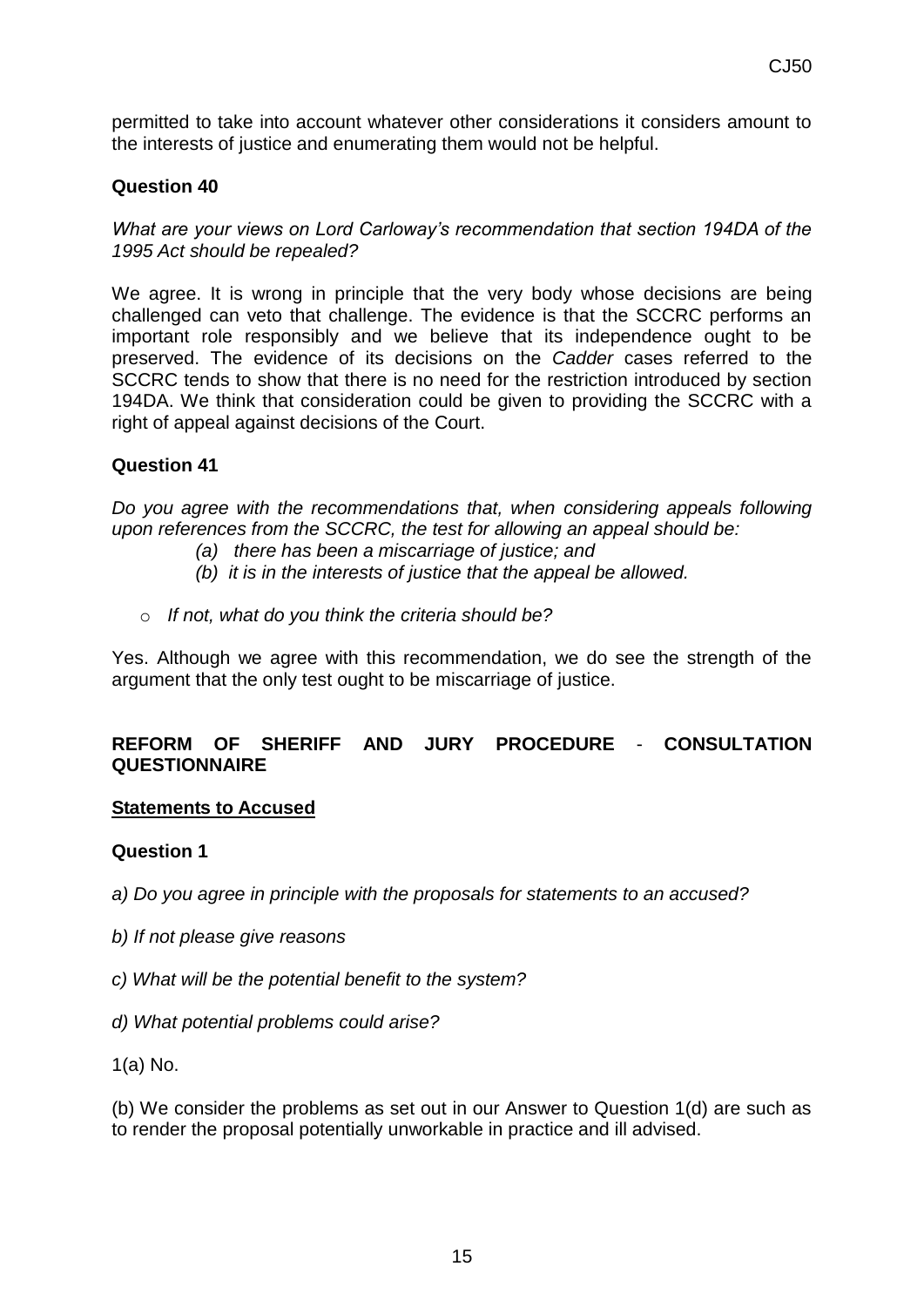permitted to take into account whatever other considerations it considers amount to the interests of justice and enumerating them would not be helpful.

**Question 40**

*What are your views on Lord Carloway's recommendation that section 194DA of the 1995 Act should be repealed?*

We agree. It is wrong in principle that the very body whose decisions are being challenged can veto that challenge. The evidence is that the SCCRC performs an important role responsibly and we believe that its independence ought to be preserved. The evidence of its decisions on the *Cadder* cases referred to the SCCRC tends to show that there is no need for the restriction introduced by section 194DA. We think that consideration could be given to providing the SCCRC with a right of appeal against decisions of the Court.

**Question 41**

*Do you agree with the recommendations that, when considering appeals following upon references from the SCCRC, the test for allowing an appeal should be:*

*(a) there has been a miscarriage of justice; and*

*(b) it is in the interests of justice that the appeal be allowed.*

- *If not, what do you think the criteria should be?*

Yes. Although we agree with this recommendation, we do see the strength of the argument that the only test ought to be miscarriage of justice.

**REFORM OF SHERIFF AND JURY PROCEDURE - CONSULTATION QUESTIONNAIRE**

**Statements to Accused**

**Question 1**

*a) Do you agree in principle with the proposals for statements to an accused?*

*b) If not please give reasons*

*c) What will be the potential benefit to the system?*

*d) What potential problems could arise?*

1(a) No.

(b) We consider the problems as set out in our Answer to Question 1(d) are such as to render the proposal potentially unworkable in practice and ill advised.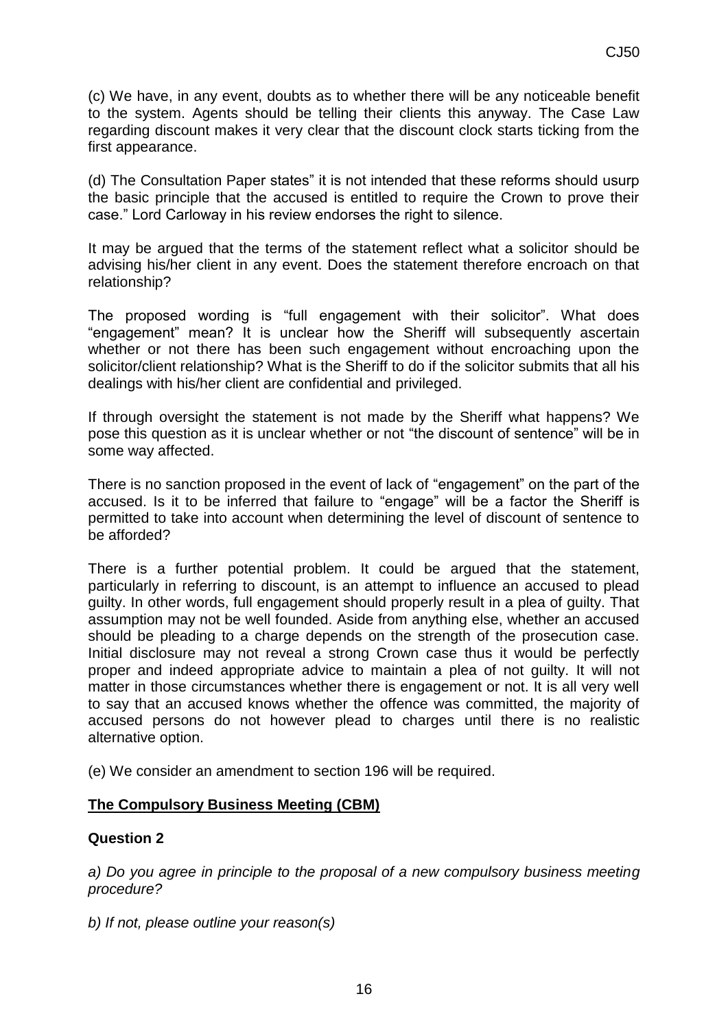(c) We have, in any event, doubts as to whether there will be any noticeable benefit to the system. Agents should be telling their clients this anyway. The Case Law regarding discount makes it very clear that the discount clock starts ticking from the first appearance.

(d) The Consultation Paper states" it is not intended that these reforms should usurp the basic principle that the accused is entitled to require the Crown to prove their case." Lord Carloway in his review endorses the right to silence.

It may be argued that the terms of the statement reflect what a solicitor should be advising his/her client in any event. Does the statement therefore encroach on that relationship?

The proposed wording is "full engagement with their solicitor". What does "engagement" mean? It is unclear how the Sheriff will subsequently ascertain whether or not there has been such engagement without encroaching upon the solicitor/client relationship? What is the Sheriff to do if the solicitor submits that all his dealings with his/her client are confidential and privileged.

If through oversight the statement is not made by the Sheriff what happens? We pose this question as it is unclear whether or not "the discount of sentence" will be in some way affected.

There is no sanction proposed in the event of lack of "engagement" on the part of the accused. Is it to be inferred that failure to "engage" will be a factor the Sheriff is permitted to take into account when determining the level of discount of sentence to be afforded?

There is a further potential problem. It could be argued that the statement, particularly in referring to discount, is an attempt to influence an accused to plead guilty. In other words, full engagement should properly result in a plea of guilty. That assumption may not be well founded. Aside from anything else, whether an accused should be pleading to a charge depends on the strength of the prosecution case. Initial disclosure may not reveal a strong Crown case thus it would be perfectly proper and indeed appropriate advice to maintain a plea of not guilty. It will not matter in those circumstances whether there is engagement or not. It is all very well to say that an accused knows whether the offence was committed, the majority of accused persons do not however plead to charges until there is no realistic alternative option.

(e) We consider an amendment to section 196 will be required.

**The Compulsory Business Meeting (CBM)**

**Question 2**

*a) Do you agree in principle to the proposal of a new compulsory business meeting procedure?*

*b) If not, please outline your reason(s)*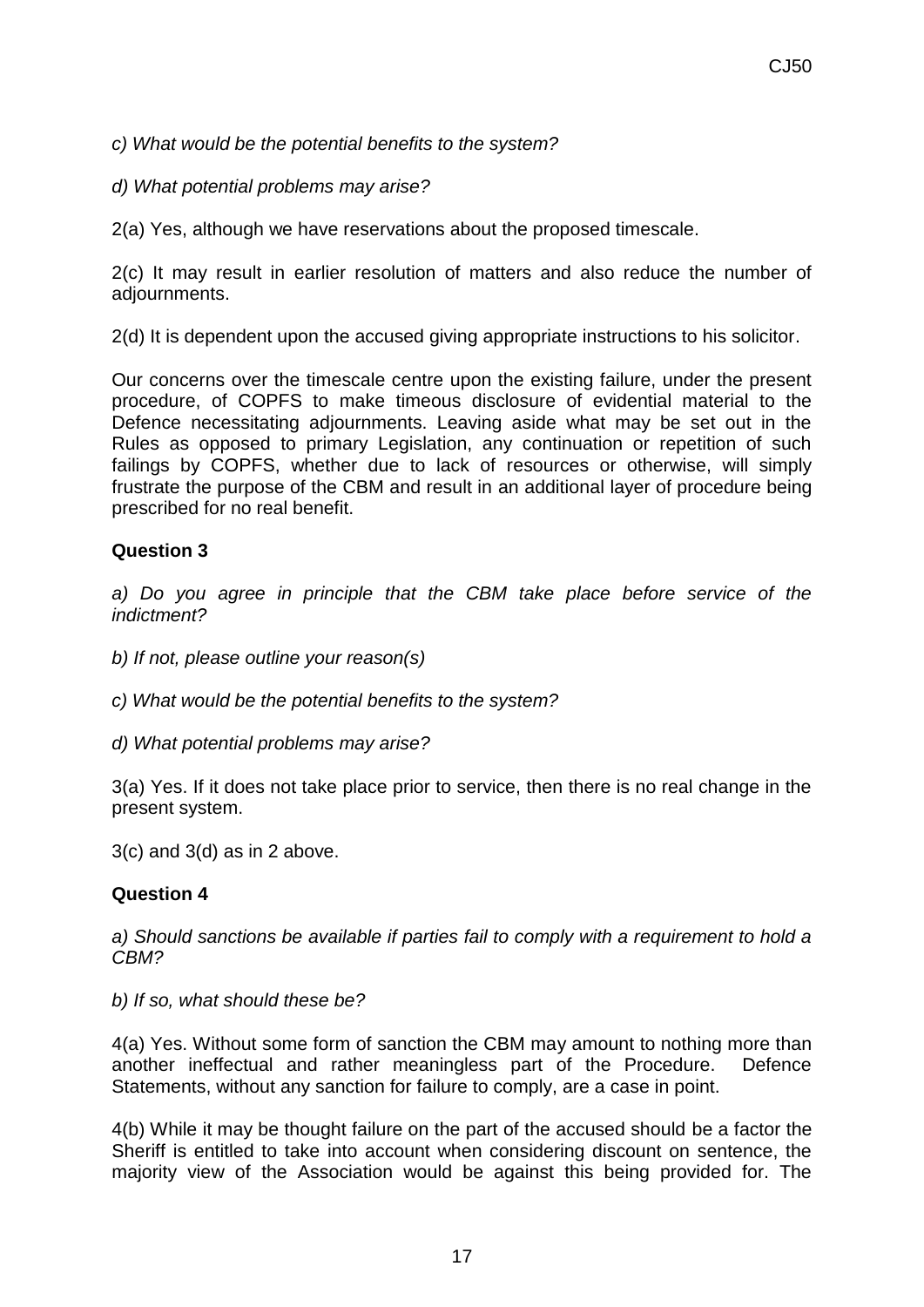*c) What would be the potential benefits to the system?*

*d) What potential problems may arise?*

2(a) Yes, although we have reservations about the proposed timescale.

2(c) It may result in earlier resolution of matters and also reduce the number of adjournments.

2(d) It is dependent upon the accused giving appropriate instructions to his solicitor.

Our concerns over the timescale centre upon the existing failure, under the present procedure, of COPFS to make timeous disclosure of evidential material to the Defence necessitating adjournments. Leaving aside what may be set out in the Rules as opposed to primary Legislation, any continuation or repetition of such failings by COPFS, whether due to lack of resources or otherwise, will simply frustrate the purpose of the CBM and result in an additional layer of procedure being prescribed for no real benefit.

**Question 3**

*a) Do you agree in principle that the CBM take place before service of the indictment?*

*b) If not, please outline your reason(s)*

*c) What would be the potential benefits to the system?*

*d) What potential problems may arise?*

3(a) Yes. If it does not take place prior to service, then there is no real change in the present system.

3(c) and 3(d) as in 2 above.

**Question 4**

*a) Should sanctions be available if parties fail to comply with a requirement to hold a CBM?*

*b) If so, what should these be?*

4(a) Yes. Without some form of sanction the CBM may amount to nothing more than another ineffectual and rather meaningless part of the Procedure. Defence Statements, without any sanction for failure to comply, are a case in point.

4(b) While it may be thought failure on the part of the accused should be a factor the Sheriff is entitled to take into account when considering discount on sentence, the majority view of the Association would be against this being provided for. The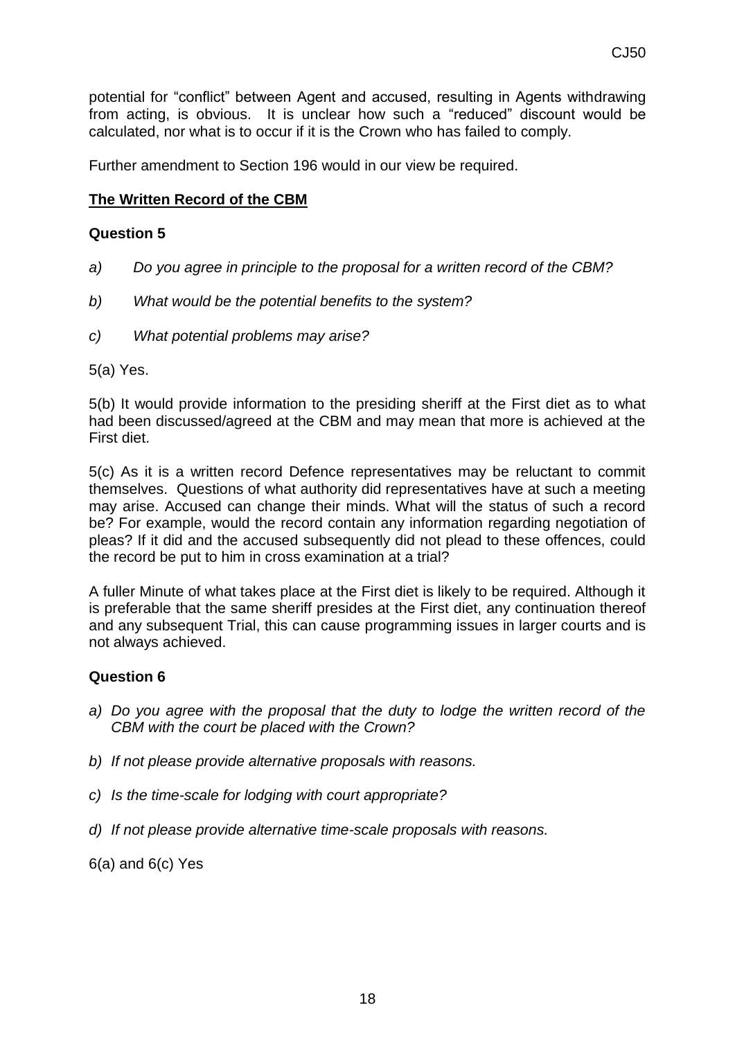potential for "conflict" between Agent and accused, resulting in Agents withdrawing from acting, is obvious. It is unclear how such a "reduced" discount would be calculated, nor what is to occur if it is the Crown who has failed to comply.

Further amendment to Section 196 would in our view be required.

**The Written Record of the CBM**

**Question 5**

a) *Do you agree in principle to the proposal for a written record of the CBM?*

b) *What would be the potential benefits to the system?*

c) *What potential problems may arise?*

5(a) Yes.

5(b) It would provide information to the presiding sheriff at the First diet as to what had been discussed/agreed at the CBM and may mean that more is achieved at the First diet.

5(c) As it is a written record Defence representatives may be reluctant to commit themselves. Questions of what authority did representatives have at such a meeting may arise. Accused can change their minds. What will the status of such a record be? For example, would the record contain any information regarding negotiation of pleas? If it did and the accused subsequently did not plead to these offences, could the record be put to him in cross examination at a trial?

A fuller Minute of what takes place at the First diet is likely to be required. Although it is preferable that the same sheriff presides at the First diet, any continuation thereof and any subsequent Trial, this can cause programming issues in larger courts and is not always achieved.

**Question 6**

a) *Do you agree with the proposal that the duty to lodge the written record of the CBM with the court be placed with the Crown?*

b) *If not please provide alternative proposals with reasons.*

c) *Is the time-scale for lodging with court appropriate?*

d) *If not please provide alternative time-scale proposals with reasons.*

6(a) and 6(c) Yes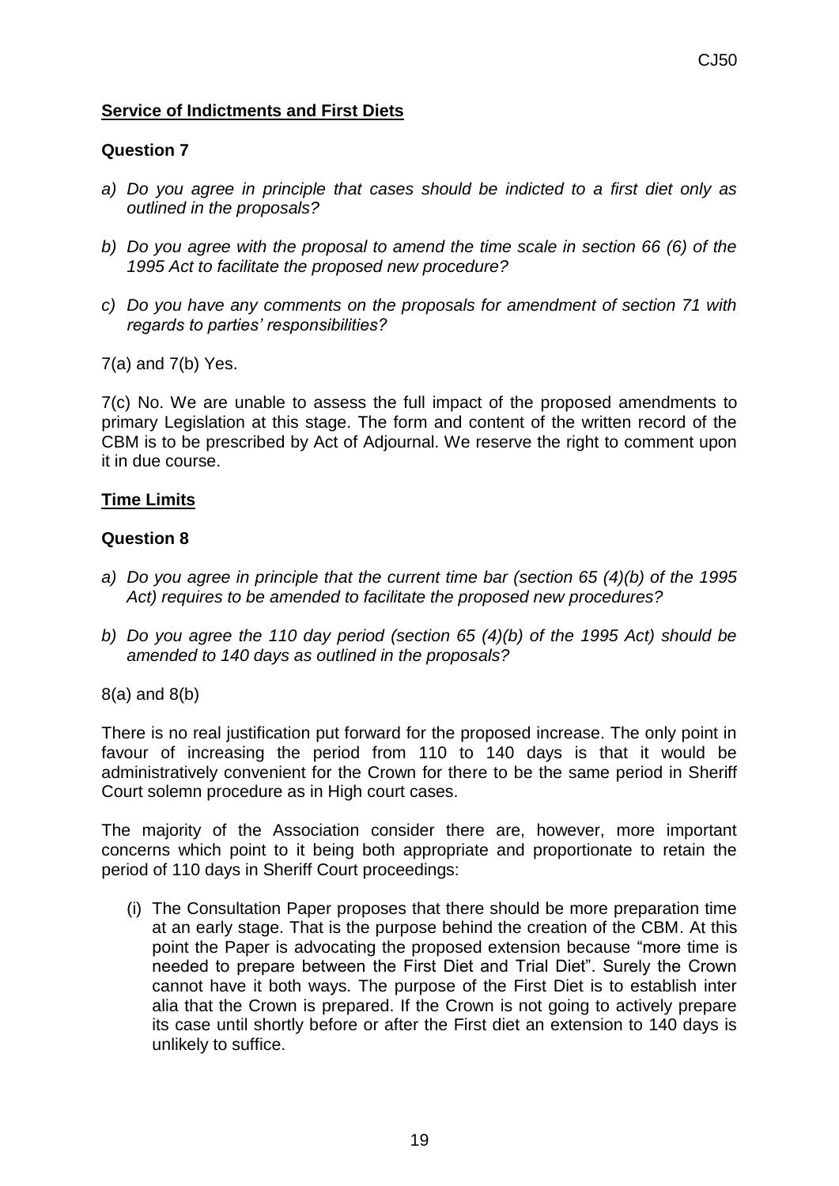**Service of Indictments and First Diets**

**Question 7**

*a) Do you agree in principle that cases should be indicted to a first diet only as outlined in the proposals?*

*b) Do you agree with the proposal to amend the time scale in section 66 (6) of the 1995 Act to facilitate the proposed new procedure?*

*c) Do you have any comments on the proposals for amendment of section 71 with regards to parties' responsibilities?*

7(a) and 7(b) Yes.

7(c) No. We are unable to assess the full impact of the proposed amendments to primary Legislation at this stage. The form and content of the written record of the CBM is to be prescribed by Act of Adjournal. We reserve the right to comment upon it in due course.

**Time Limits**

**Question 8**

*a) Do you agree in principle that the current time bar (section 65 (4)(b) of the 1995 Act) requires to be amended to facilitate the proposed new procedures?*

*b) Do you agree the 110 day period (section 65 (4)(b) of the 1995 Act) should be amended to 140 days as outlined in the proposals?*

8(a) and 8(b)

There is no real justification put forward for the proposed increase. The only point in favour of increasing the period from 110 to 140 days is that it would be administratively convenient for the Crown for there to be the same period in Sheriff Court solemn procedure as in High court cases.

The majority of the Association consider there are, however, more important concerns which point to it being both appropriate and proportionate to retain the period of 110 days in Sheriff Court proceedings:

(i) The Consultation Paper proposes that there should be more preparation time at an early stage. That is the purpose behind the creation of the CBM. At this point the Paper is advocating the proposed extension because "more time is needed to prepare between the First Diet and Trial Diet". Surely the Crown cannot have it both ways. The purpose of the First Diet is to establish inter alia that the Crown is prepared. If the Crown is not going to actively prepare its case until shortly before or after the First diet an extension to 140 days is unlikely to suffice.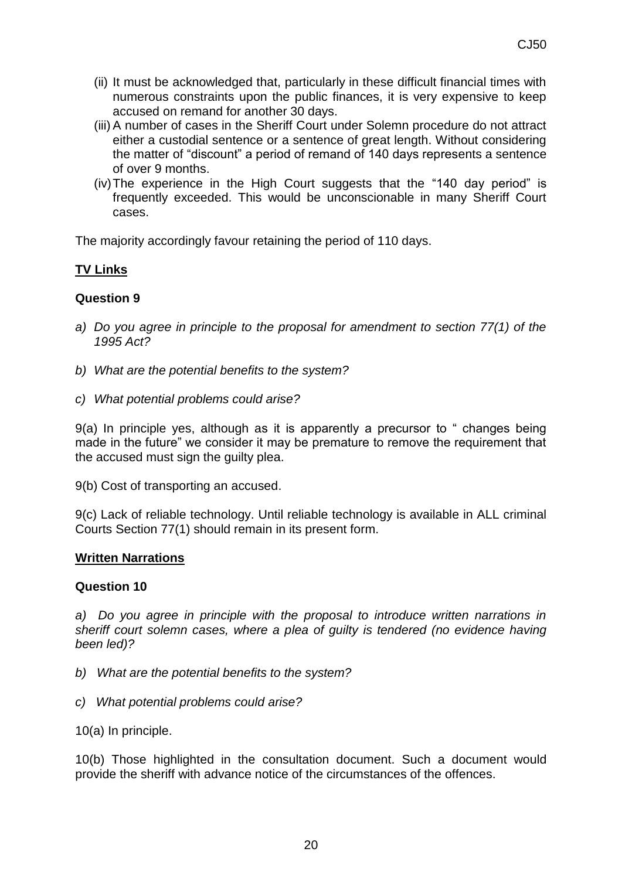(ii) It must be acknowledged that, particularly in these difficult financial times with numerous constraints upon the public finances, it is very expensive to keep accused on remand for another 30 days.

(iii) A number of cases in the Sheriff Court under Solemn procedure do not attract either a custodial sentence or a sentence of great length. Without considering the matter of "discount" a period of remand of 140 days represents a sentence of over 9 months.

(iv) The experience in the High Court suggests that the "140 day period" is frequently exceeded. This would be unconscionable in many Sheriff Court cases.

The majority accordingly favour retaining the period of 110 days.

**TV Links**

**Question 9**

*a) Do you agree in principle to the proposal for amendment to section 77(1) of the 1995 Act?*

*b) What are the potential benefits to the system?*

*c) What potential problems could arise?*

9(a) In principle yes, although as it is apparently a precursor to " changes being made in the future" we consider it may be premature to remove the requirement that the accused must sign the guilty plea.

9(b) Cost of transporting an accused.

9(c) Lack of reliable technology. Until reliable technology is available in ALL criminal Courts Section 77(1) should remain in its present form.

**Written Narrations**

**Question 10**

*a) Do you agree in principle with the proposal to introduce written narrations in sheriff court solemn cases, where a plea of guilty is tendered (no evidence having been led)?*

*b) What are the potential benefits to the system?*

*c) What potential problems could arise?*

10(a) In principle.

10(b) Those highlighted in the consultation document. Such a document would provide the sheriff with advance notice of the circumstances of the offences.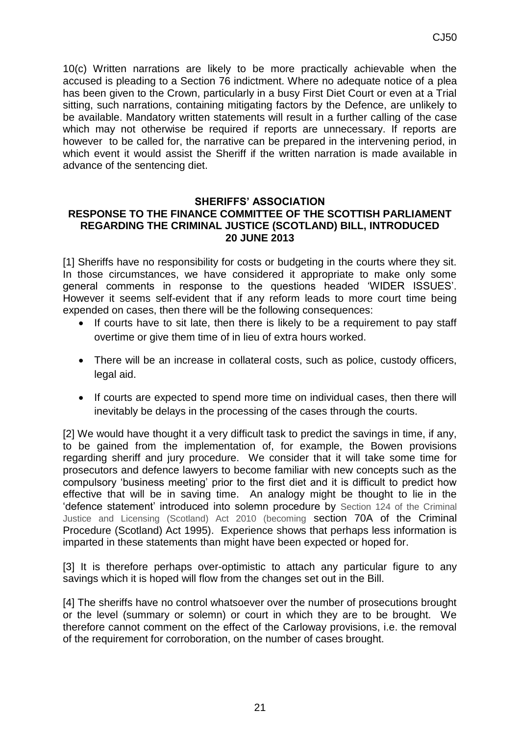10(c) Written narrations are likely to be more practically achievable when the accused is pleading to a Section 76 indictment. Where no adequate notice of a plea has been given to the Crown, particularly in a busy First Diet Court or even at a Trial sitting, such narrations, containing mitigating factors by the Defence, are unlikely to be available. Mandatory written statements will result in a further calling of the case which may not otherwise be required if reports are unnecessary. If reports are however to be called for, the narrative can be prepared in the intervening period, in which event it would assist the Sheriff if the written narration is made available in advance of the sentencing diet.

## SHERIFFS' ASSOCIATION
## RESPONSE TO THE FINANCE COMMITTEE OF THE SCOTTISH PARLIAMENT REGARDING THE CRIMINAL JUSTICE (SCOTLAND) BILL, INTRODUCED 20 JUNE 2013

[1] Sheriffs have no responsibility for costs or budgeting in the courts where they sit. In those circumstances, we have considered it appropriate to make only some general comments in response to the questions headed 'WIDER ISSUES'. However it seems self-evident that if any reform leads to more court time being expended on cases, then there will be the following consequences:

- If courts have to sit late, then there is likely to be a requirement to pay staff overtime or give them time of in lieu of extra hours worked.
- There will be an increase in collateral costs, such as police, custody officers, legal aid.
- If courts are expected to spend more time on individual cases, then there will inevitably be delays in the processing of the cases through the courts.

[2] We would have thought it a very difficult task to predict the savings in time, if any, to be gained from the implementation of, for example, the Bowen provisions regarding sheriff and jury procedure. We consider that it will take some time for prosecutors and defence lawyers to become familiar with new concepts such as the compulsory 'business meeting' prior to the first diet and it is difficult to predict how effective that will be in saving time. An analogy might be thought to lie in the 'defence statement' introduced into solemn procedure by Section 124 of the Criminal Justice and Licensing (Scotland) Act 2010 (becoming section 70A of the Criminal Procedure (Scotland) Act 1995). Experience shows that perhaps less information is imparted in these statements than might have been expected or hoped for.

[3] It is therefore perhaps over-optimistic to attach any particular figure to any savings which it is hoped will flow from the changes set out in the Bill.

[4] The sheriffs have no control whatsoever over the number of prosecutions brought or the level (summary or solemn) or court in which they are to be brought. We therefore cannot comment on the effect of the Carloway provisions, i.e. the removal of the requirement for corroboration, on the number of cases brought.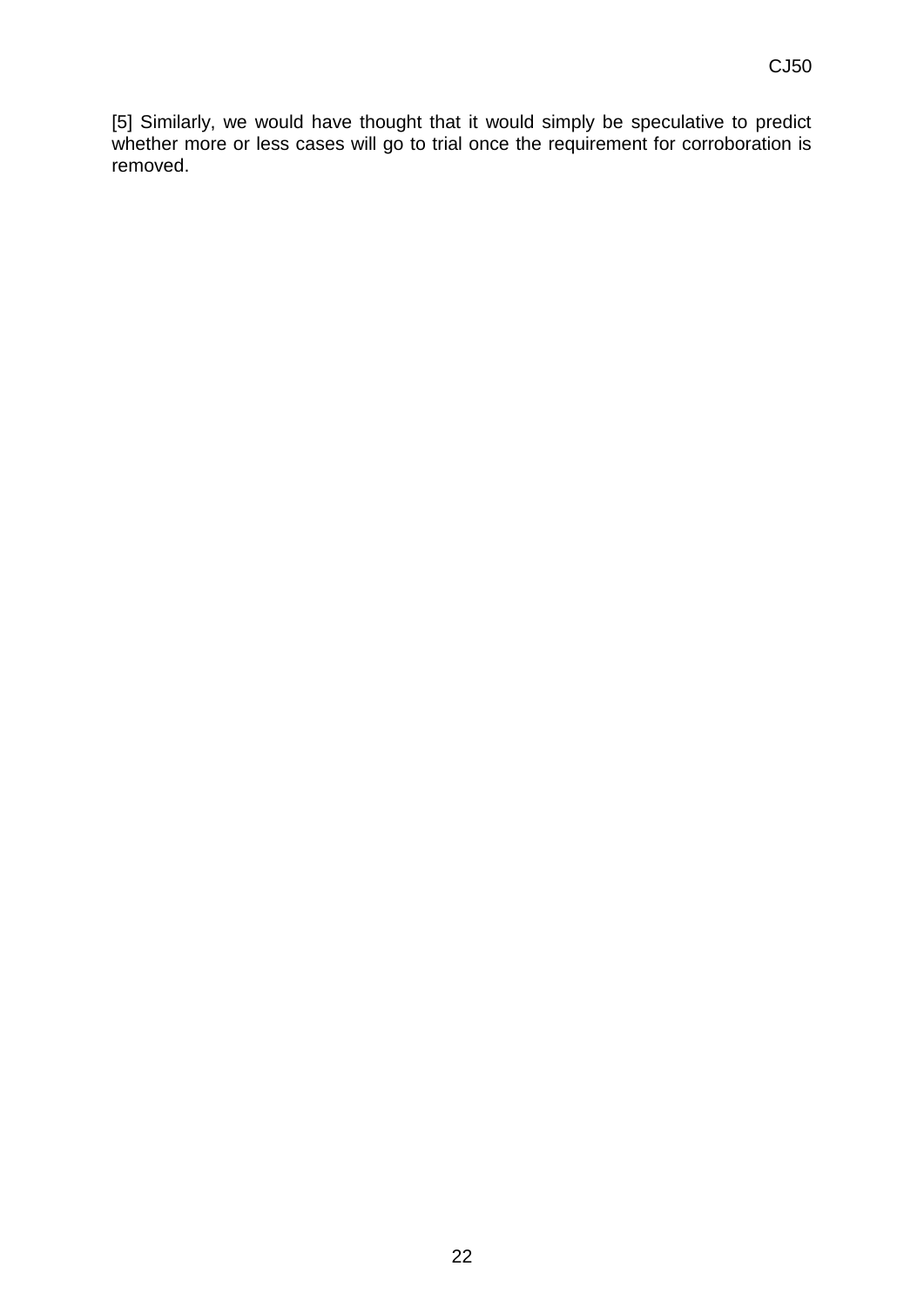[5] Similarly, we would have thought that it would simply be speculative to predict whether more or less cases will go to trial once the requirement for corroboration is removed.